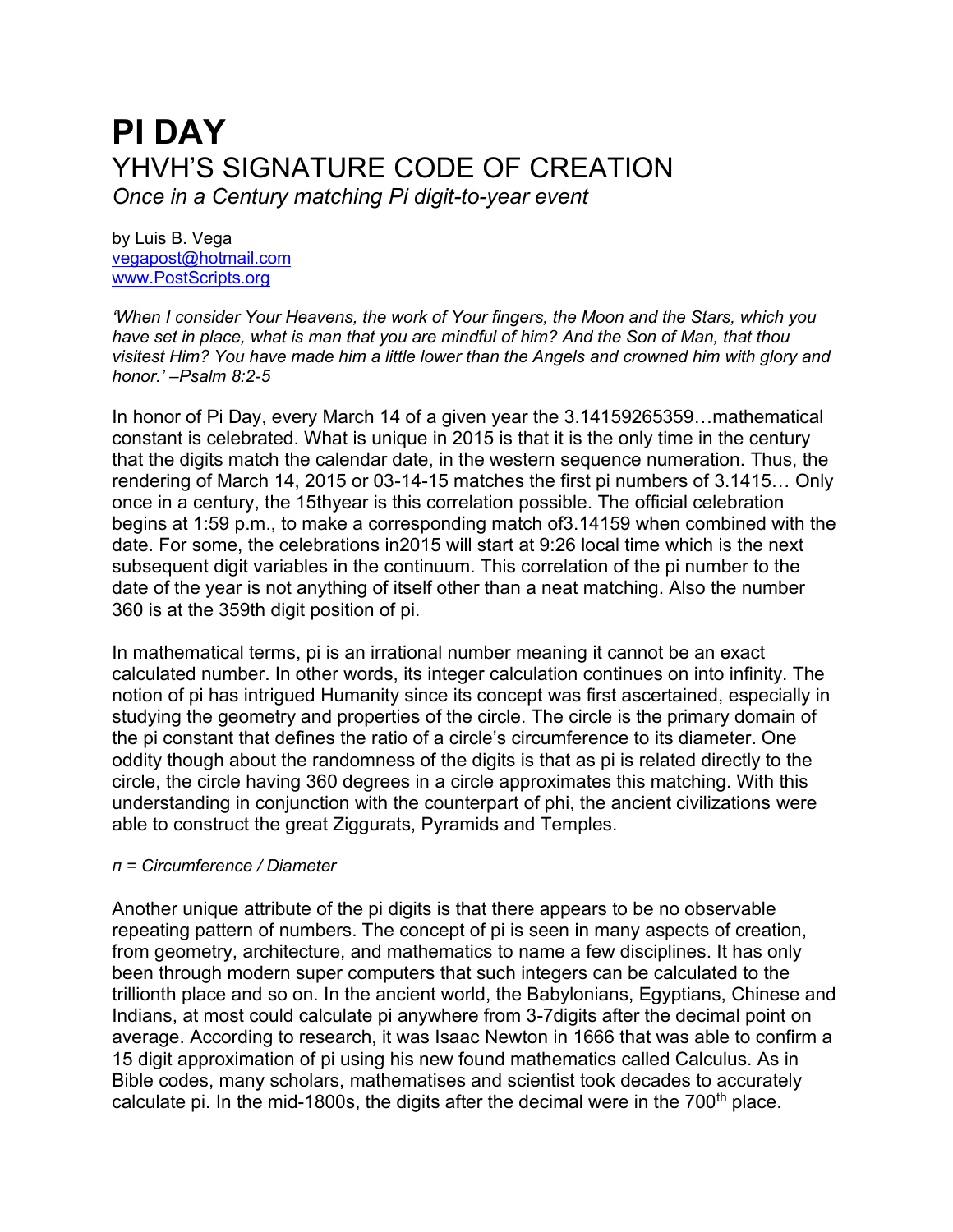# PI DAY

## YHVH'S SIGNATURE CODE OF CREATION

*Once in a Century matching Pi digit-to-year event*

by Luis B. Vega  
vegapost@hotmail.com  
www.PostScripts.org

*'When I consider Your Heavens, the work of Your fingers, the Moon and the Stars, which you have set in place, what is man that you are mindful of him? And the Son of Man, that thou visitest Him? You have made him a little lower than the Angels and crowned him with glory and honor.' –Psalm 8:2-5*

In honor of Pi Day, every March 14 of a given year the 3.14159265359…mathematical constant is celebrated. What is unique in 2015 is that it is the only time in the century that the digits match the calendar date, in the western sequence numeration. Thus, the rendering of March 14, 2015 or 03-14-15 matches the first pi numbers of 3.1415… Only once in a century, the 15thyear is this correlation possible. The official celebration begins at 1:59 p.m., to make a corresponding match of3.14159 when combined with the date. For some, the celebrations in2015 will start at 9:26 local time which is the next subsequent digit variables in the continuum. This correlation of the pi number to the date of the year is not anything of itself other than a neat matching. Also the number 360 is at the 359th digit position of pi.

In mathematical terms, pi is an irrational number meaning it cannot be an exact calculated number. In other words, its integer calculation continues on into infinity. The notion of pi has intrigued Humanity since its concept was first ascertained, especially in studying the geometry and properties of the circle. The circle is the primary domain of the pi constant that defines the ratio of a circle's circumference to its diameter. One oddity though about the randomness of the digits is that as pi is related directly to the circle, the circle having 360 degrees in a circle approximates this matching. With this understanding in conjunction with the counterpart of phi, the ancient civilizations were able to construct the great Ziggurats, Pyramids and Temples.

*п = Circumference / Diameter*

Another unique attribute of the pi digits is that there appears to be no observable repeating pattern of numbers. The concept of pi is seen in many aspects of creation, from geometry, architecture, and mathematics to name a few disciplines. It has only been through modern super computers that such integers can be calculated to the trillionth place and so on. In the ancient world, the Babylonians, Egyptians, Chinese and Indians, at most could calculate pi anywhere from 3-7digits after the decimal point on average. According to research, it was Isaac Newton in 1666 that was able to confirm a 15 digit approximation of pi using his new found mathematics called Calculus. As in Bible codes, many scholars, mathematises and scientist took decades to accurately calculate pi. In the mid-1800s, the digits after the decimal were in the 700th place.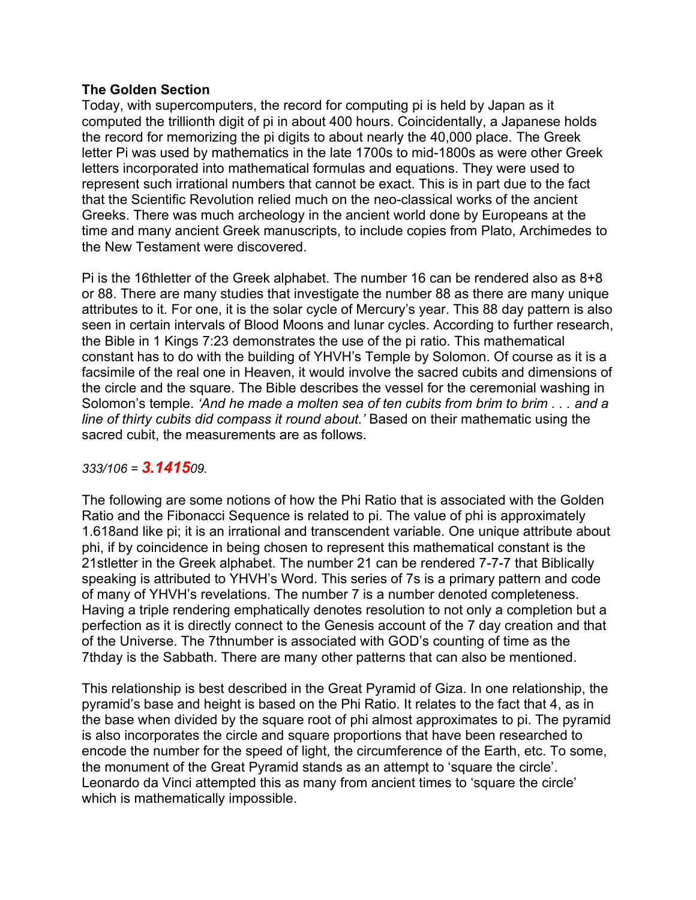**The Golden Section**

Today, with supercomputers, the record for computing pi is held by Japan as it computed the trillionth digit of pi in about 400 hours. Coincidentally, a Japanese holds the record for memorizing the pi digits to about nearly the 40,000 place. The Greek letter Pi was used by mathematics in the late 1700s to mid-1800s as were other Greek letters incorporated into mathematical formulas and equations. They were used to represent such irrational numbers that cannot be exact. This is in part due to the fact that the Scientific Revolution relied much on the neo-classical works of the ancient Greeks. There was much archeology in the ancient world done by Europeans at the time and many ancient Greek manuscripts, to include copies from Plato, Archimedes to the New Testament were discovered.

Pi is the 16thletter of the Greek alphabet. The number 16 can be rendered also as 8+8 or 88. There are many studies that investigate the number 88 as there are many unique attributes to it. For one, it is the solar cycle of Mercury's year. This 88 day pattern is also seen in certain intervals of Blood Moons and lunar cycles. According to further research, the Bible in 1 Kings 7:23 demonstrates the use of the pi ratio. This mathematical constant has to do with the building of YHVH's Temple by Solomon. Of course as it is a facsimile of the real one in Heaven, it would involve the sacred cubits and dimensions of the circle and the square. The Bible describes the vessel for the ceremonial washing in Solomon's temple. *'And he made a molten sea of ten cubits from brim to brim . . . and a line of thirty cubits did compass it round about.'* Based on their mathematic using the sacred cubit, the measurements are as follows.

*333/106 =* ***3.1415****09.*

The following are some notions of how the Phi Ratio that is associated with the Golden Ratio and the Fibonacci Sequence is related to pi. The value of phi is approximately 1.618and like pi; it is an irrational and transcendent variable. One unique attribute about phi, if by coincidence in being chosen to represent this mathematical constant is the 21stletter in the Greek alphabet. The number 21 can be rendered 7-7-7 that Biblically speaking is attributed to YHVH's Word. This series of 7s is a primary pattern and code of many of YHVH's revelations. The number 7 is a number denoted completeness. Having a triple rendering emphatically denotes resolution to not only a completion but a perfection as it is directly connect to the Genesis account of the 7 day creation and that of the Universe. The 7thnumber is associated with GOD's counting of time as the 7thday is the Sabbath. There are many other patterns that can also be mentioned.

This relationship is best described in the Great Pyramid of Giza. In one relationship, the pyramid's base and height is based on the Phi Ratio. It relates to the fact that 4, as in the base when divided by the square root of phi almost approximates to pi. The pyramid is also incorporates the circle and square proportions that have been researched to encode the number for the speed of light, the circumference of the Earth, etc. To some, the monument of the Great Pyramid stands as an attempt to 'square the circle'. Leonardo da Vinci attempted this as many from ancient times to 'square the circle' which is mathematically impossible.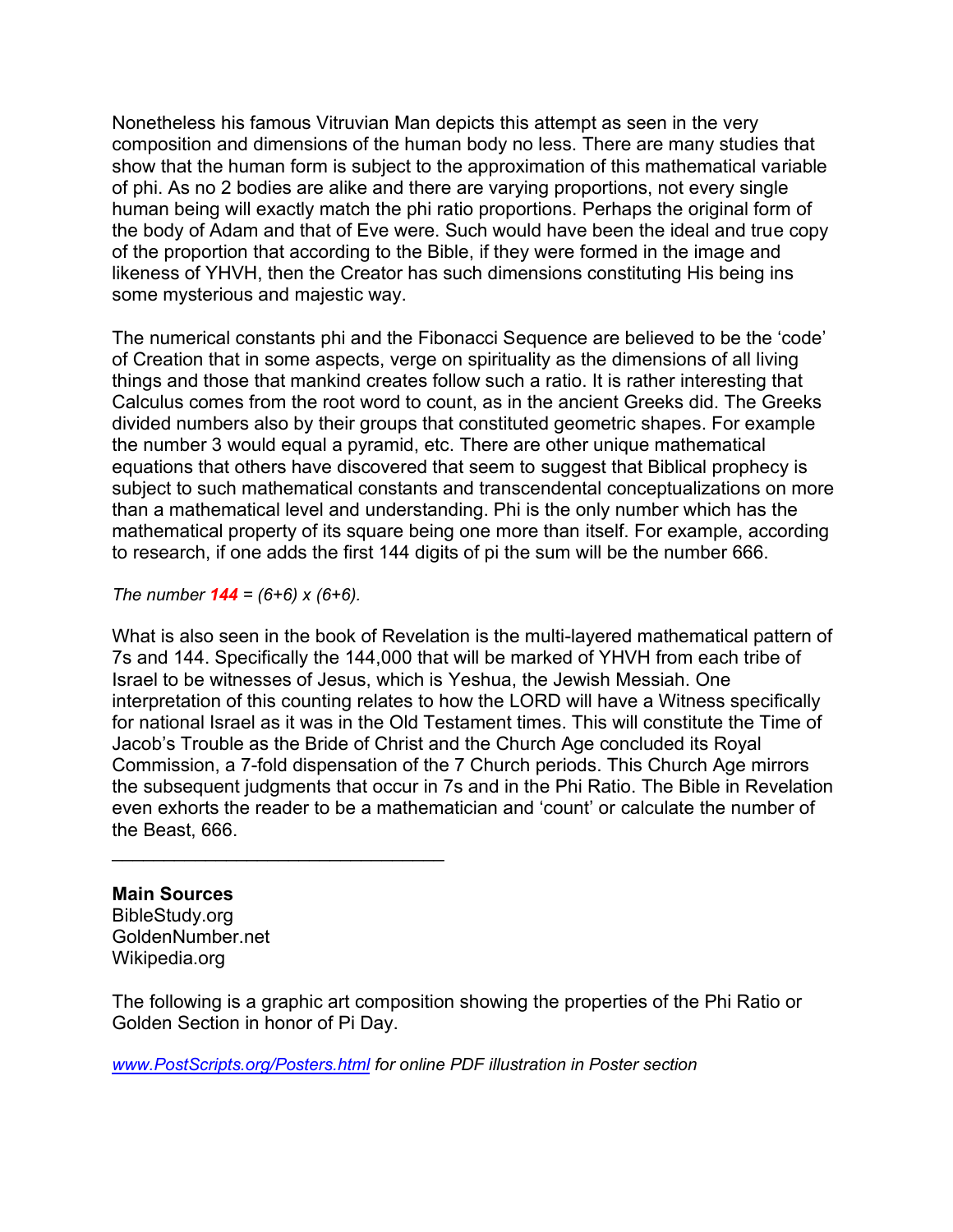Nonetheless his famous Vitruvian Man depicts this attempt as seen in the very composition and dimensions of the human body no less. There are many studies that show that the human form is subject to the approximation of this mathematical variable of phi. As no 2 bodies are alike and there are varying proportions, not every single human being will exactly match the phi ratio proportions. Perhaps the original form of the body of Adam and that of Eve were. Such would have been the ideal and true copy of the proportion that according to the Bible, if they were formed in the image and likeness of YHVH, then the Creator has such dimensions constituting His being ins some mysterious and majestic way.

The numerical constants phi and the Fibonacci Sequence are believed to be the 'code' of Creation that in some aspects, verge on spirituality as the dimensions of all living things and those that mankind creates follow such a ratio. It is rather interesting that Calculus comes from the root word to count, as in the ancient Greeks did. The Greeks divided numbers also by their groups that constituted geometric shapes. For example the number 3 would equal a pyramid, etc. There are other unique mathematical equations that others have discovered that seem to suggest that Biblical prophecy is subject to such mathematical constants and transcendental conceptualizations on more than a mathematical level and understanding. Phi is the only number which has the mathematical property of its square being one more than itself. For example, according to research, if one adds the first 144 digits of pi the sum will be the number 666.

*The number **144** = (6+6) x (6+6).*

What is also seen in the book of Revelation is the multi-layered mathematical pattern of 7s and 144. Specifically the 144,000 that will be marked of YHVH from each tribe of Israel to be witnesses of Jesus, which is Yeshua, the Jewish Messiah. One interpretation of this counting relates to how the LORD will have a Witness specifically for national Israel as it was in the Old Testament times. This will constitute the Time of Jacob's Trouble as the Bride of Christ and the Church Age concluded its Royal Commission, a 7-fold dispensation of the 7 Church periods. This Church Age mirrors the subsequent judgments that occur in 7s and in the Phi Ratio. The Bible in Revelation even exhorts the reader to be a mathematician and 'count' or calculate the number of the Beast, 666.

________________________________

**Main Sources**
BibleStudy.org
GoldenNumber.net
Wikipedia.org

The following is a graphic art composition showing the properties of the Phi Ratio or Golden Section in honor of Pi Day.

*www.PostScripts.org/Posters.html for online PDF illustration in Poster section*